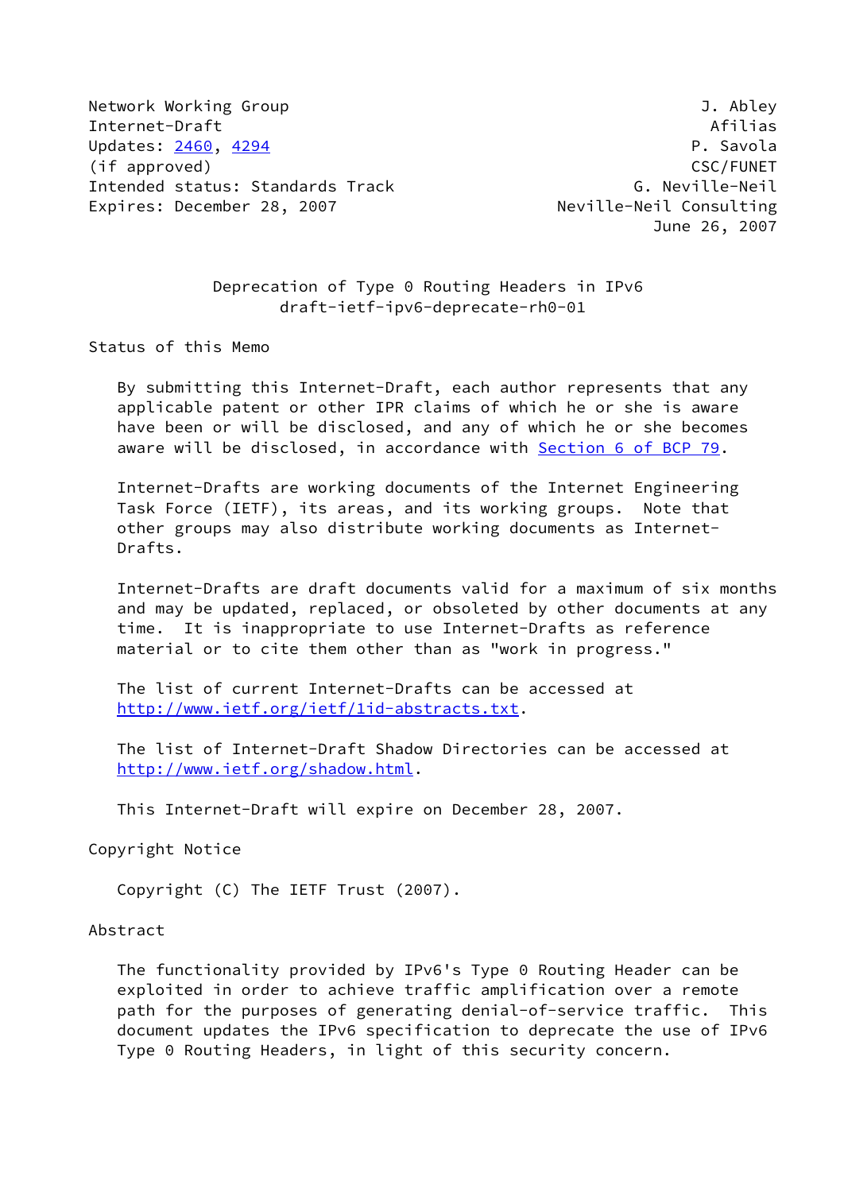Network Working Group — J. Abley, Afilias
Internet-Draft — P. Savola, CSC/FUNET
Updates: 2460, 4294 (if approved) — G. Neville-Neil, Neville-Neil Consulting
Intended status: Standards Track
Expires: December 28, 2007
June 26, 2007

# Deprecation of Type 0 Routing Headers in IPv6
draft-ietf-ipv6-deprecate-rh0-01

## Status of this Memo

By submitting this Internet-Draft, each author represents that any applicable patent or other IPR claims of which he or she is aware have been or will be disclosed, and any of which he or she becomes aware will be disclosed, in accordance with Section 6 of BCP 79.

Internet-Drafts are working documents of the Internet Engineering Task Force (IETF), its areas, and its working groups. Note that other groups may also distribute working documents as Internet-Drafts.

Internet-Drafts are draft documents valid for a maximum of six months and may be updated, replaced, or obsoleted by other documents at any time. It is inappropriate to use Internet-Drafts as reference material or to cite them other than as "work in progress."

The list of current Internet-Drafts can be accessed at http://www.ietf.org/ietf/1id-abstracts.txt.

The list of Internet-Draft Shadow Directories can be accessed at http://www.ietf.org/shadow.html.

This Internet-Draft will expire on December 28, 2007.

## Copyright Notice

Copyright (C) The IETF Trust (2007).

## Abstract

The functionality provided by IPv6's Type 0 Routing Header can be exploited in order to achieve traffic amplification over a remote path for the purposes of generating denial-of-service traffic. This document updates the IPv6 specification to deprecate the use of IPv6 Type 0 Routing Headers, in light of this security concern.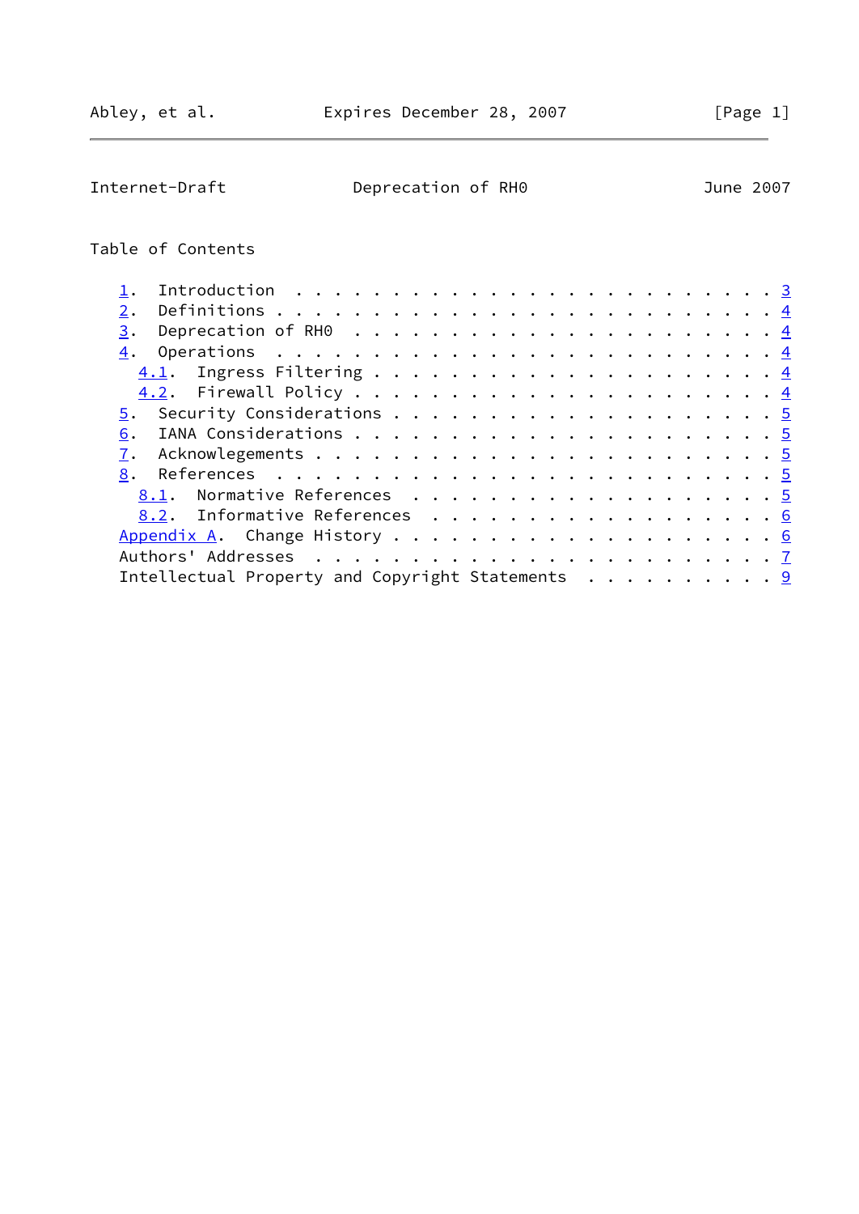Table of Contents

1. Introduction . . . . . . . . . . . . . . . . . . . . . . . . . 3
2. Definitions . . . . . . . . . . . . . . . . . . . . . . . . . 4
3. Deprecation of RH0 . . . . . . . . . . . . . . . . . . . . . 4
4. Operations . . . . . . . . . . . . . . . . . . . . . . . . . 4
   4.1. Ingress Filtering . . . . . . . . . . . . . . . . . . . . 4
   4.2. Firewall Policy . . . . . . . . . . . . . . . . . . . . . 4
5. Security Considerations . . . . . . . . . . . . . . . . . . . 5
6. IANA Considerations . . . . . . . . . . . . . . . . . . . . . 5
7. Acknowledgements . . . . . . . . . . . . . . . . . . . . . . 5
8. References . . . . . . . . . . . . . . . . . . . . . . . . . 5
   8.1. Normative References . . . . . . . . . . . . . . . . . . 5
   8.2. Informative References . . . . . . . . . . . . . . . . . 6
Appendix A. Change History . . . . . . . . . . . . . . . . . . . 6
Authors' Addresses . . . . . . . . . . . . . . . . . . . . . . . 7
Intellectual Property and Copyright Statements . . . . . . . . . 9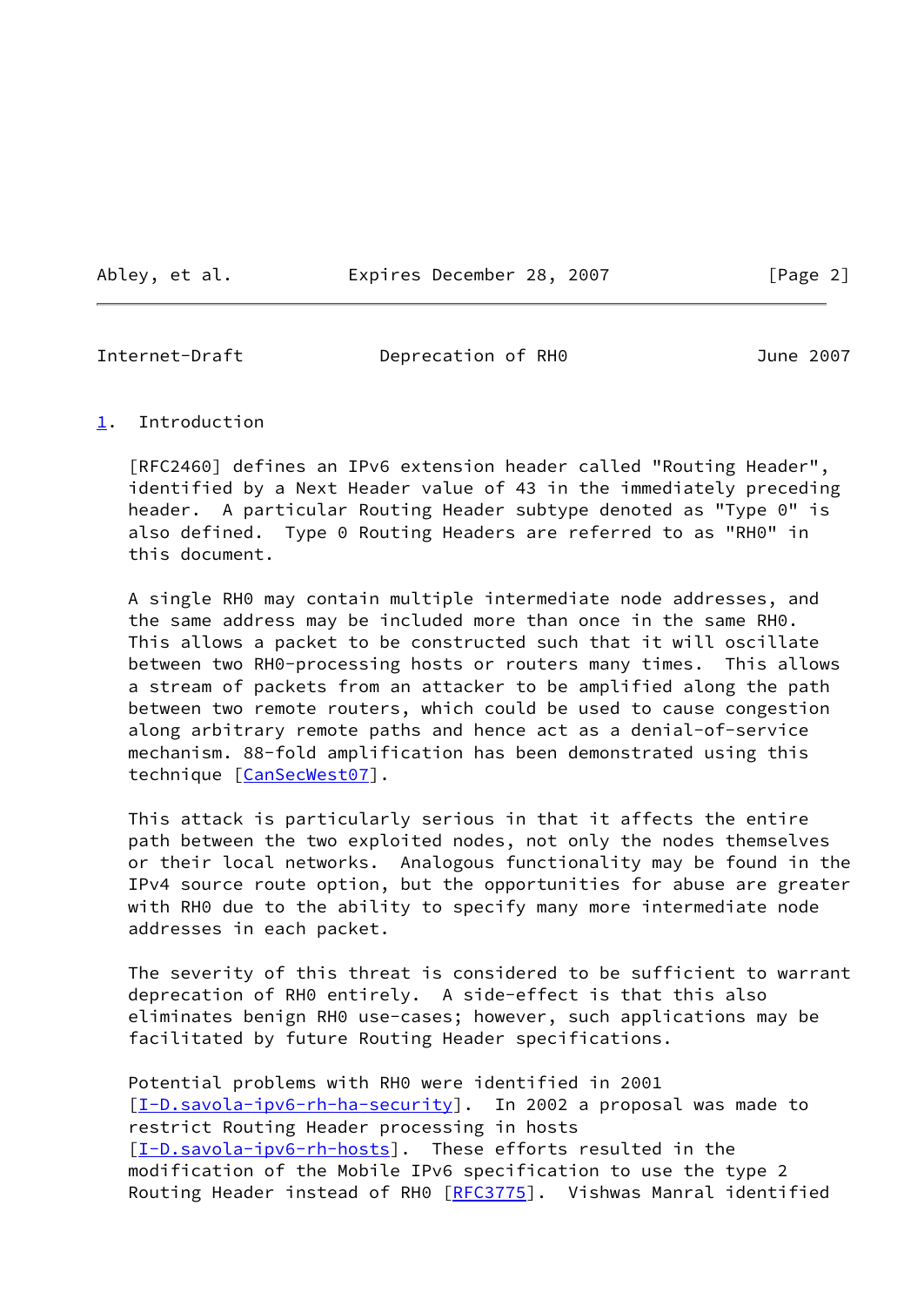## 1. Introduction

[RFC2460] defines an IPv6 extension header called "Routing Header", identified by a Next Header value of 43 in the immediately preceding header. A particular Routing Header subtype denoted as "Type 0" is also defined. Type 0 Routing Headers are referred to as "RH0" in this document.

A single RH0 may contain multiple intermediate node addresses, and the same address may be included more than once in the same RH0. This allows a packet to be constructed such that it will oscillate between two RH0-processing hosts or routers many times. This allows a stream of packets from an attacker to be amplified along the path between two remote routers, which could be used to cause congestion along arbitrary remote paths and hence act as a denial-of-service mechanism. 88-fold amplification has been demonstrated using this technique [CanSecWest07].

This attack is particularly serious in that it affects the entire path between the two exploited nodes, not only the nodes themselves or their local networks. Analogous functionality may be found in the IPv4 source route option, but the opportunities for abuse are greater with RH0 due to the ability to specify many more intermediate node addresses in each packet.

The severity of this threat is considered to be sufficient to warrant deprecation of RH0 entirely. A side-effect is that this also eliminates benign RH0 use-cases; however, such applications may be facilitated by future Routing Header specifications.

Potential problems with RH0 were identified in 2001 [I-D.savola-ipv6-rh-ha-security]. In 2002 a proposal was made to restrict Routing Header processing in hosts [I-D.savola-ipv6-rh-hosts]. These efforts resulted in the modification of the Mobile IPv6 specification to use the type 2 Routing Header instead of RH0 [RFC3775]. Vishwas Manral identified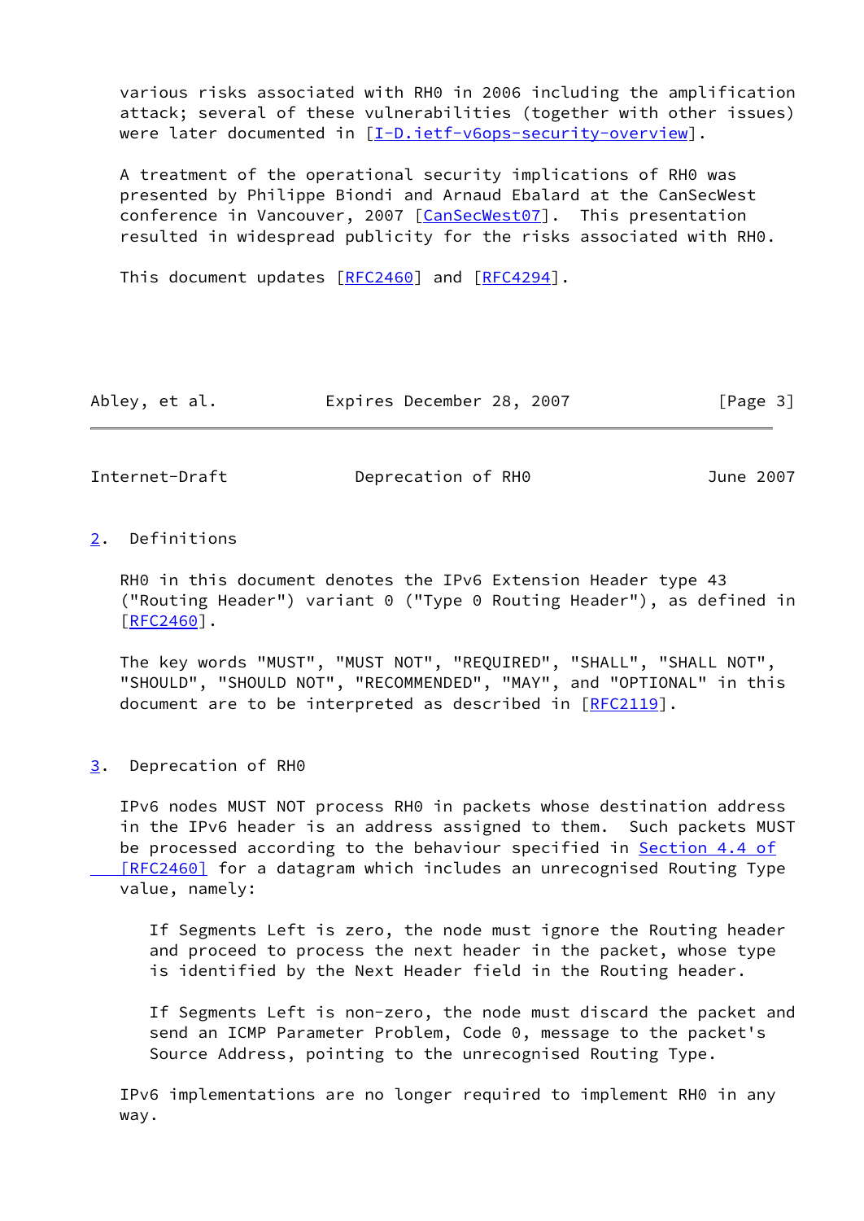various risks associated with RH0 in 2006 including the amplification attack; several of these vulnerabilities (together with other issues) were later documented in [I-D.ietf-v6ops-security-overview].

A treatment of the operational security implications of RH0 was presented by Philippe Biondi and Arnaud Ebalard at the CanSecWest conference in Vancouver, 2007 [CanSecWest07]. This presentation resulted in widespread publicity for the risks associated with RH0.

This document updates [RFC2460] and [RFC4294].

## 2. Definitions

RH0 in this document denotes the IPv6 Extension Header type 43 ("Routing Header") variant 0 ("Type 0 Routing Header"), as defined in [RFC2460].

The key words "MUST", "MUST NOT", "REQUIRED", "SHALL", "SHALL NOT", "SHOULD", "SHOULD NOT", "RECOMMENDED", "MAY", and "OPTIONAL" in this document are to be interpreted as described in [RFC2119].

## 3. Deprecation of RH0

IPv6 nodes MUST NOT process RH0 in packets whose destination address in the IPv6 header is an address assigned to them. Such packets MUST be processed according to the behaviour specified in Section 4.4 of [RFC2460] for a datagram which includes an unrecognised Routing Type value, namely:

> If Segments Left is zero, the node must ignore the Routing header and proceed to process the next header in the packet, whose type is identified by the Next Header field in the Routing header.
>
> If Segments Left is non-zero, the node must discard the packet and send an ICMP Parameter Problem, Code 0, message to the packet's Source Address, pointing to the unrecognised Routing Type.

IPv6 implementations are no longer required to implement RH0 in any way.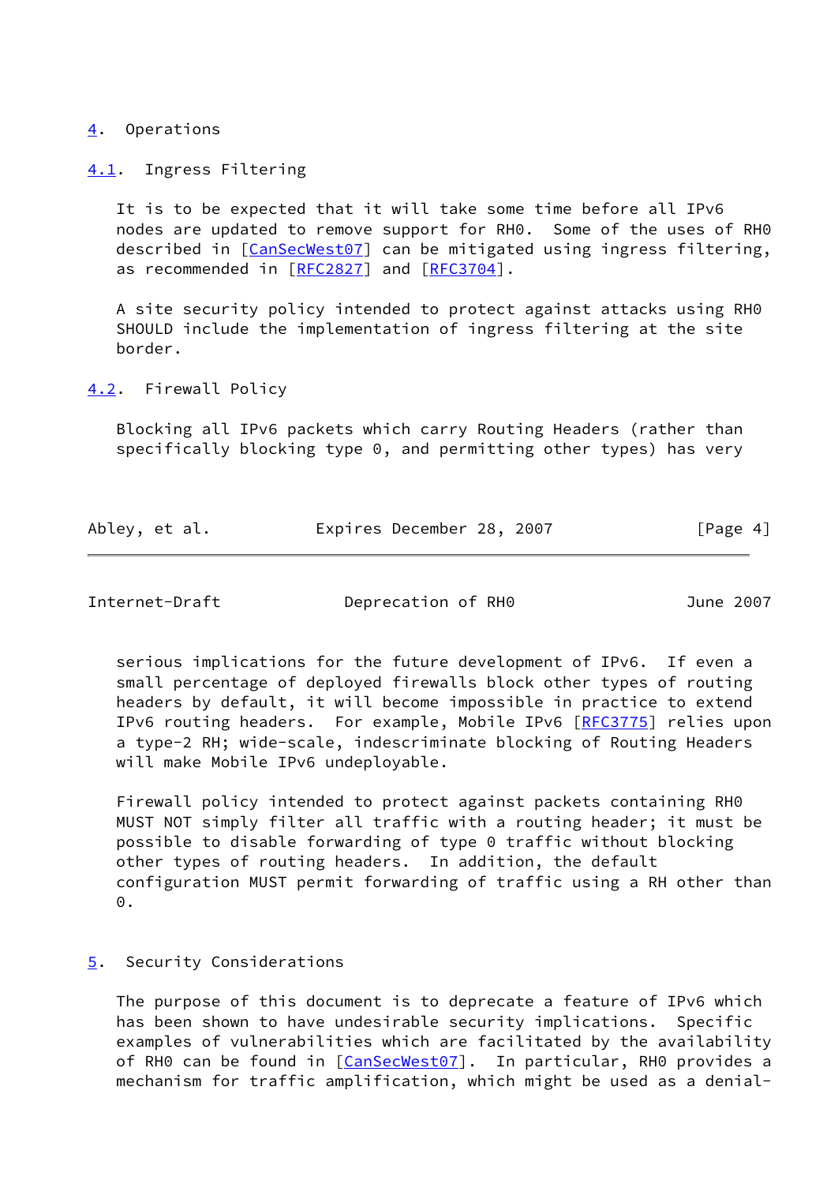# 4. Operations

## 4.1. Ingress Filtering

It is to be expected that it will take some time before all IPv6 nodes are updated to remove support for RH0. Some of the uses of RH0 described in [CanSecWest07] can be mitigated using ingress filtering, as recommended in [RFC2827] and [RFC3704].

A site security policy intended to protect against attacks using RH0 SHOULD include the implementation of ingress filtering at the site border.

## 4.2. Firewall Policy

Blocking all IPv6 packets which carry Routing Headers (rather than specifically blocking type 0, and permitting other types) has very serious implications for the future development of IPv6. If even a small percentage of deployed firewalls block other types of routing headers by default, it will become impossible in practice to extend IPv6 routing headers. For example, Mobile IPv6 [RFC3775] relies upon a type-2 RH; wide-scale, indescriminate blocking of Routing Headers will make Mobile IPv6 undeployable.

Firewall policy intended to protect against packets containing RH0 MUST NOT simply filter all traffic with a routing header; it must be possible to disable forwarding of type 0 traffic without blocking other types of routing headers. In addition, the default configuration MUST permit forwarding of traffic using a RH other than 0.

# 5. Security Considerations

The purpose of this document is to deprecate a feature of IPv6 which has been shown to have undesirable security implications. Specific examples of vulnerabilities which are facilitated by the availability of RH0 can be found in [CanSecWest07]. In particular, RH0 provides a mechanism for traffic amplification, which might be used as a denial-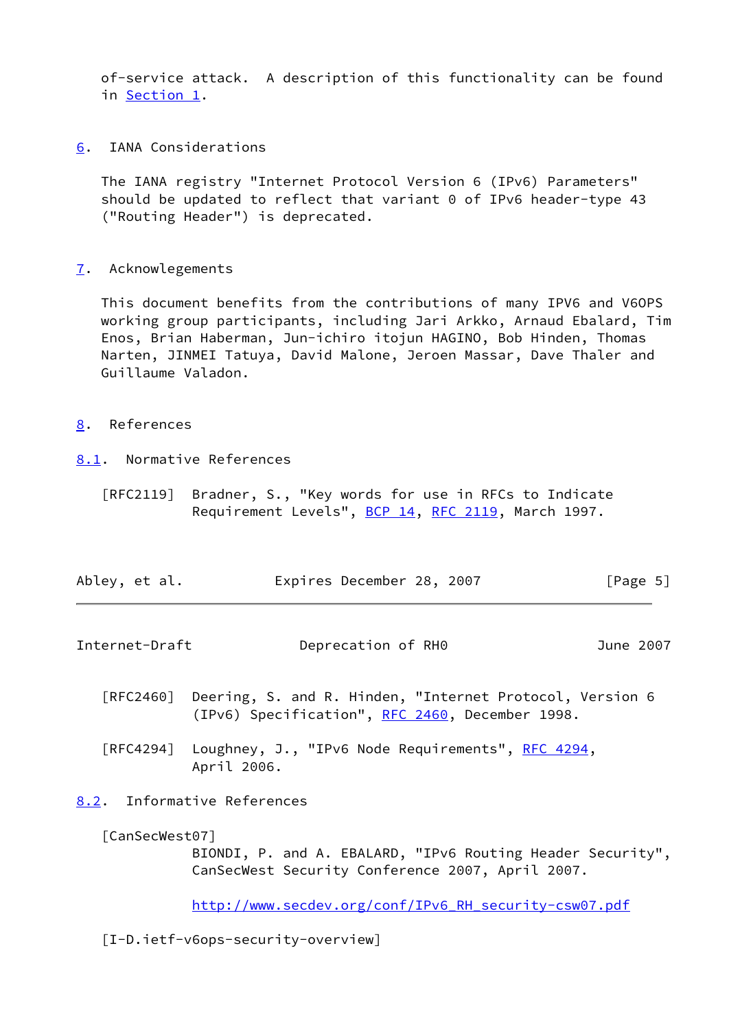of-service attack.  A description of this functionality can be found in Section 1.

## 6. IANA Considerations

The IANA registry "Internet Protocol Version 6 (IPv6) Parameters" should be updated to reflect that variant 0 of IPv6 header-type 43 ("Routing Header") is deprecated.

## 7. Acknowlegements

This document benefits from the contributions of many IPV6 and V6OPS working group participants, including Jari Arkko, Arnaud Ebalard, Tim Enos, Brian Haberman, Jun-ichiro itojun HAGINO, Bob Hinden, Thomas Narten, JINMEI Tatuya, David Malone, Jeroen Massar, Dave Thaler and Guillaume Valadon.

## 8. References

### 8.1. Normative References

[RFC2119] Bradner, S., "Key words for use in RFCs to Indicate Requirement Levels", BCP 14, RFC 2119, March 1997.

[RFC2460] Deering, S. and R. Hinden, "Internet Protocol, Version 6 (IPv6) Specification", RFC 2460, December 1998.

[RFC4294] Loughney, J., "IPv6 Node Requirements", RFC 4294, April 2006.

### 8.2. Informative References

[CanSecWest07]
BIONDI, P. and A. EBALARD, "IPv6 Routing Header Security", CanSecWest Security Conference 2007, April 2007.

http://www.secdev.org/conf/IPv6_RH_security-csw07.pdf

[I-D.ietf-v6ops-security-overview]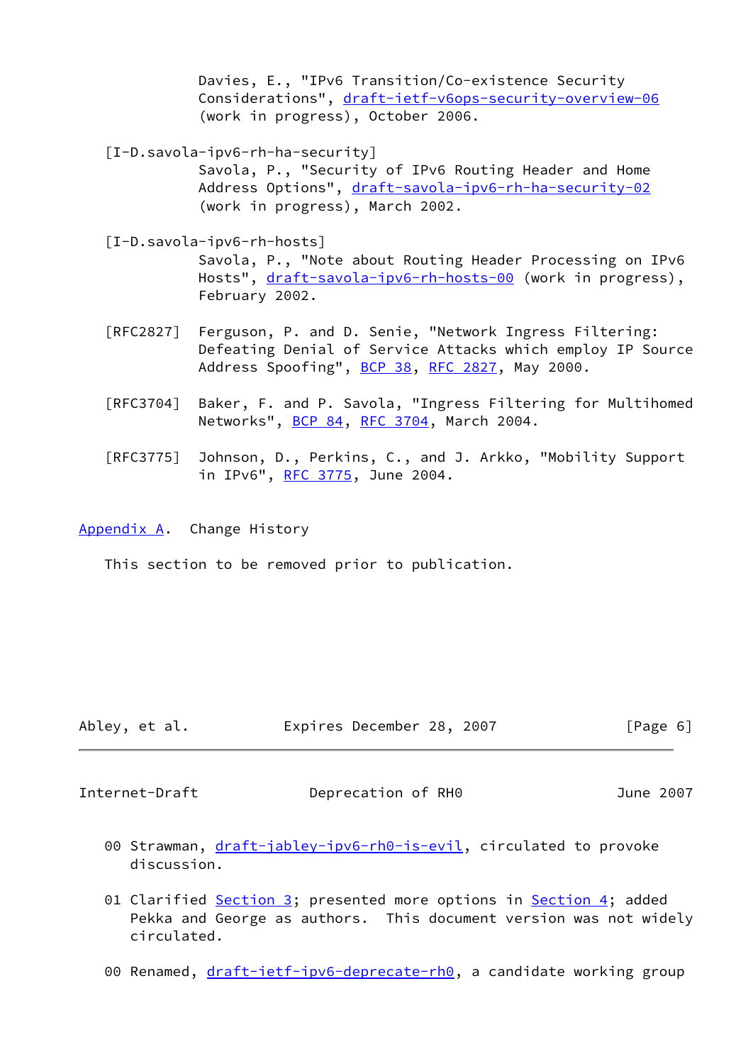Davies, E., "IPv6 Transition/Co-existence Security Considerations", draft-ietf-v6ops-security-overview-06 (work in progress), October 2006.

[I-D.savola-ipv6-rh-ha-security]
Savola, P., "Security of IPv6 Routing Header and Home Address Options", draft-savola-ipv6-rh-ha-security-02 (work in progress), March 2002.

[I-D.savola-ipv6-rh-hosts]
Savola, P., "Note about Routing Header Processing on IPv6 Hosts", draft-savola-ipv6-rh-hosts-00 (work in progress), February 2002.

[RFC2827] Ferguson, P. and D. Senie, "Network Ingress Filtering: Defeating Denial of Service Attacks which employ IP Source Address Spoofing", BCP 38, RFC 2827, May 2000.

[RFC3704] Baker, F. and P. Savola, "Ingress Filtering for Multihomed Networks", BCP 84, RFC 3704, March 2004.

[RFC3775] Johnson, D., Perkins, C., and J. Arkko, "Mobility Support in IPv6", RFC 3775, June 2004.

## Appendix A. Change History

This section to be removed prior to publication.

00 Strawman, draft-jabley-ipv6-rh0-is-evil, circulated to provoke discussion.

01 Clarified Section 3; presented more options in Section 4; added Pekka and George as authors. This document version was not widely circulated.

00 Renamed, draft-ietf-ipv6-deprecate-rh0, a candidate working group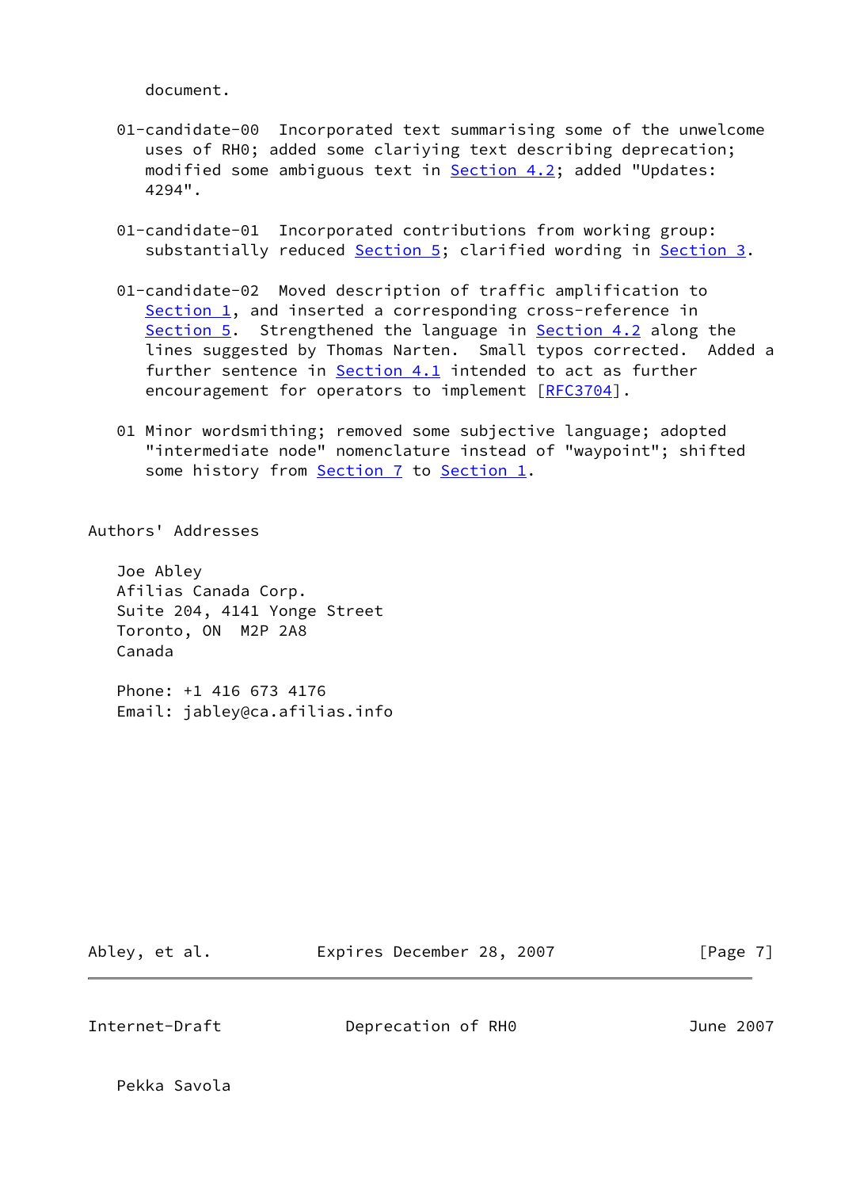document.

01-candidate-00 Incorporated text summarising some of the unwelcome uses of RH0; added some clariying text describing deprecation; modified some ambiguous text in Section 4.2; added "Updates: 4294".

01-candidate-01 Incorporated contributions from working group: substantially reduced Section 5; clarified wording in Section 3.

01-candidate-02 Moved description of traffic amplification to Section 1, and inserted a corresponding cross-reference in Section 5. Strengthened the language in Section 4.2 along the lines suggested by Thomas Narten. Small typos corrected. Added a further sentence in Section 4.1 intended to act as further encouragement for operators to implement [RFC3704].

01 Minor wordsmithing; removed some subjective language; adopted "intermediate node" nomenclature instead of "waypoint"; shifted some history from Section 7 to Section 1.

## Authors' Addresses

Joe Abley
Afilias Canada Corp.
Suite 204, 4141 Yonge Street
Toronto, ON M2P 2A8
Canada

Phone: +1 416 673 4176
Email: jabley@ca.afilias.info

Pekka Savola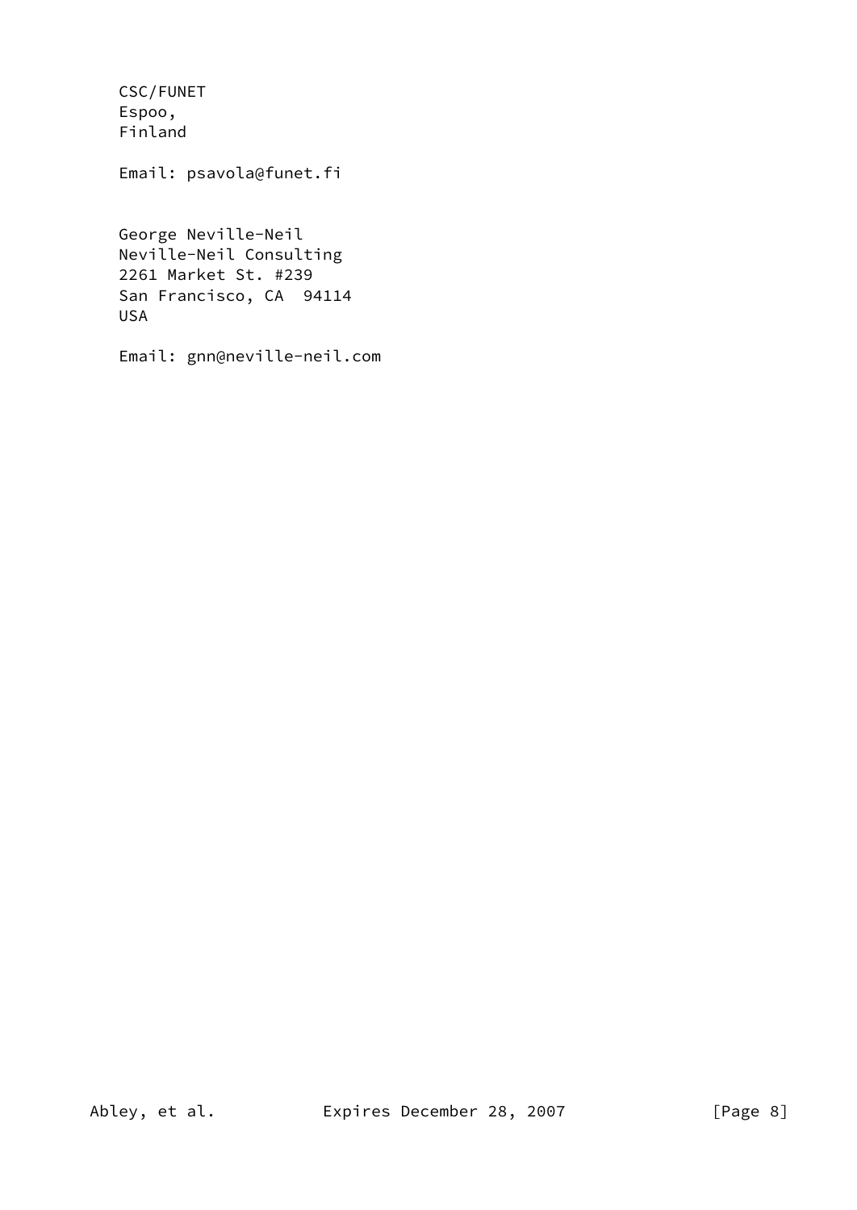CSC/FUNET
Espoo,
Finland

Email: psavola@funet.fi

George Neville-Neil
Neville-Neil Consulting
2261 Market St. #239
San Francisco, CA  94114
USA

Email: gnn@neville-neil.com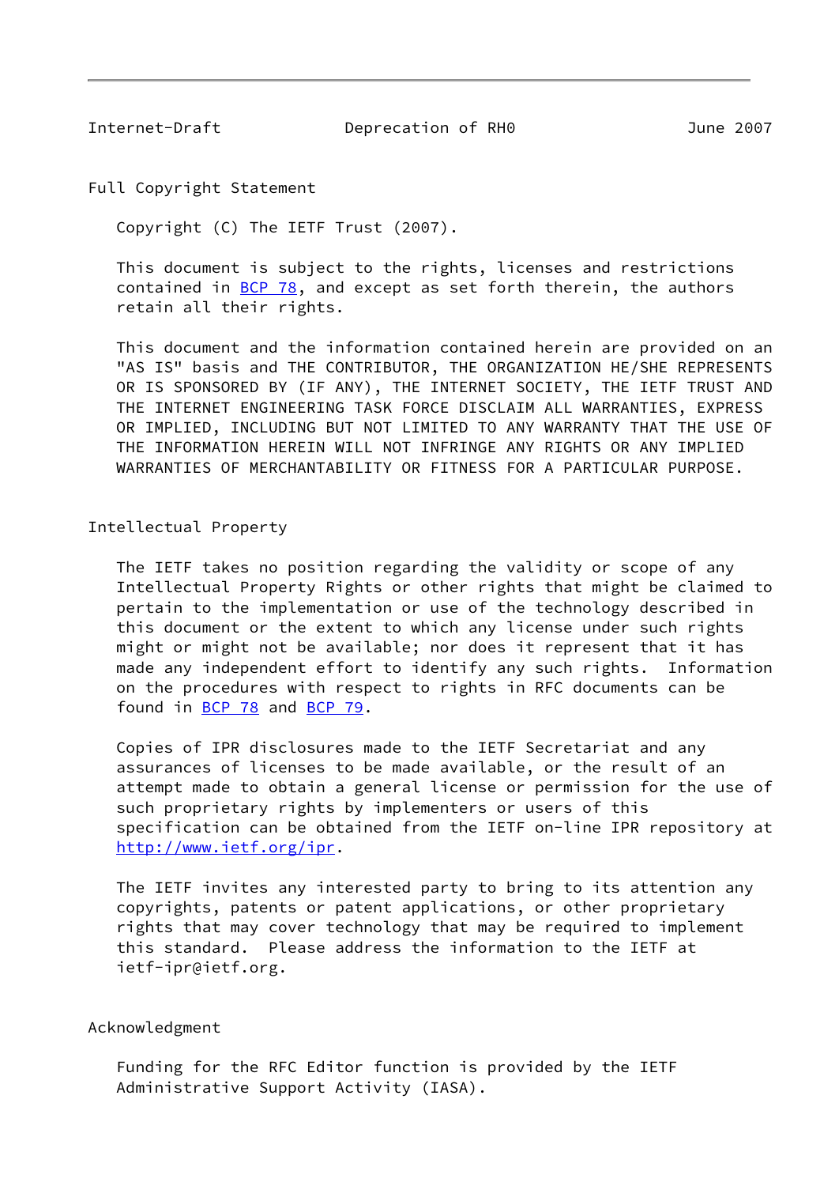## Full Copyright Statement

Copyright (C) The IETF Trust (2007).

This document is subject to the rights, licenses and restrictions contained in BCP 78, and except as set forth therein, the authors retain all their rights.

This document and the information contained herein are provided on an "AS IS" basis and THE CONTRIBUTOR, THE ORGANIZATION HE/SHE REPRESENTS OR IS SPONSORED BY (IF ANY), THE INTERNET SOCIETY, THE IETF TRUST AND THE INTERNET ENGINEERING TASK FORCE DISCLAIM ALL WARRANTIES, EXPRESS OR IMPLIED, INCLUDING BUT NOT LIMITED TO ANY WARRANTY THAT THE USE OF THE INFORMATION HEREIN WILL NOT INFRINGE ANY RIGHTS OR ANY IMPLIED WARRANTIES OF MERCHANTABILITY OR FITNESS FOR A PARTICULAR PURPOSE.

## Intellectual Property

The IETF takes no position regarding the validity or scope of any Intellectual Property Rights or other rights that might be claimed to pertain to the implementation or use of the technology described in this document or the extent to which any license under such rights might or might not be available; nor does it represent that it has made any independent effort to identify any such rights. Information on the procedures with respect to rights in RFC documents can be found in BCP 78 and BCP 79.

Copies of IPR disclosures made to the IETF Secretariat and any assurances of licenses to be made available, or the result of an attempt made to obtain a general license or permission for the use of such proprietary rights by implementers or users of this specification can be obtained from the IETF on-line IPR repository at http://www.ietf.org/ipr.

The IETF invites any interested party to bring to its attention any copyrights, patents or patent applications, or other proprietary rights that may cover technology that may be required to implement this standard. Please address the information to the IETF at ietf-ipr@ietf.org.

## Acknowledgment

Funding for the RFC Editor function is provided by the IETF Administrative Support Activity (IASA).